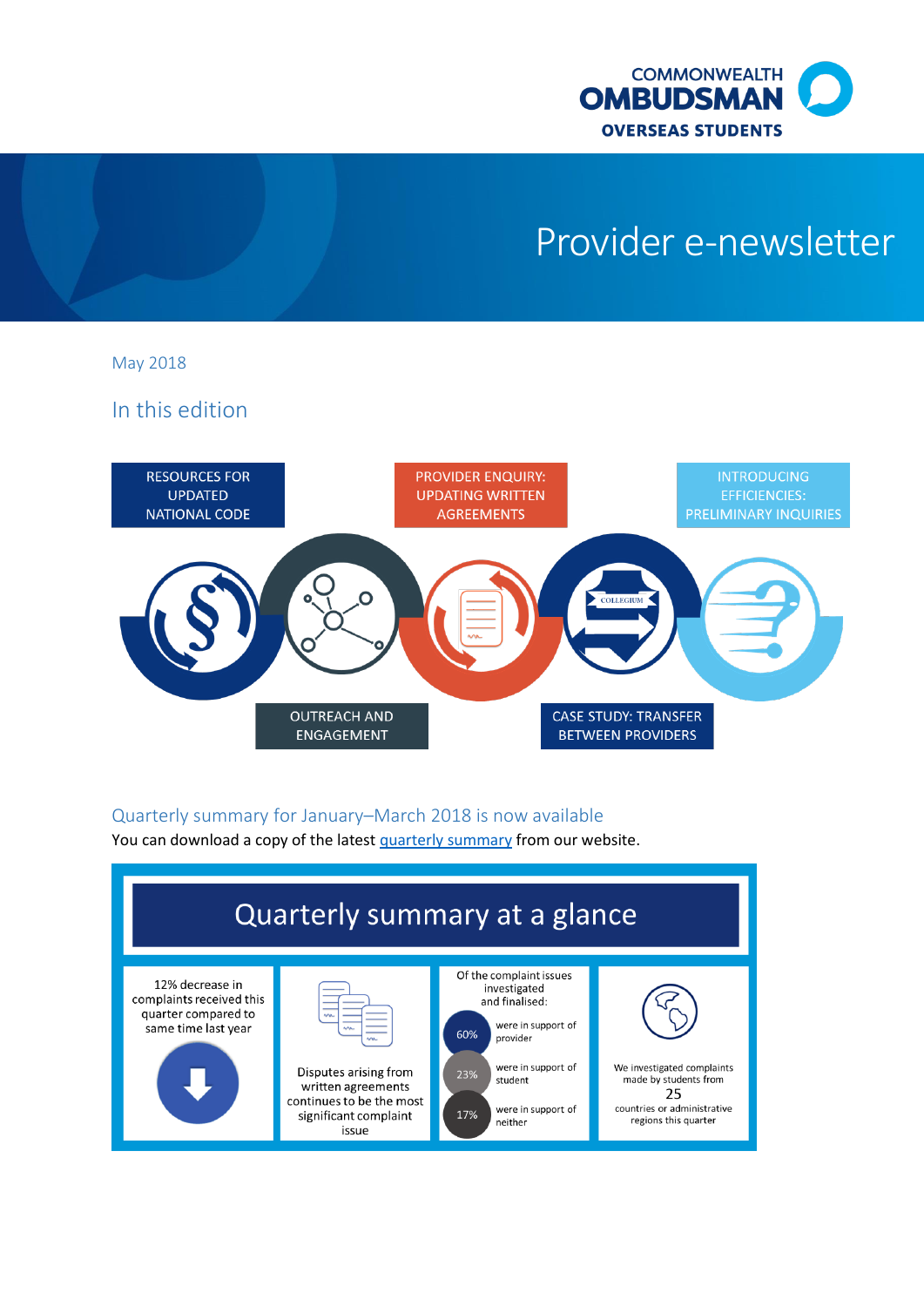COMMONWEALTH OMBUDSMAN

OVERSEAS STUDENTS

# Provider e-newsletter

May 2018

## In this edition

- RESOURCES FOR UPDATED NATIONAL CODE
- OUTREACH AND ENGAGEMENT
- PROVIDER ENQUIRY: UPDATING WRITTEN AGREEMENTS
- CASE STUDY: TRANSFER BETWEEN PROVIDERS
- INTRODUCING EFFICIENCIES: PRELIMINARY INQUIRIES

## Quarterly summary for January–March 2018 is now available

You can download a copy of the latest quarterly summary from our website.

### Quarterly summary at a glance

- 12% decrease in complaints received this quarter compared to same time last year
- Disputes arising from written agreements continues to be the most significant complaint issue
- Of the complaint issues investigated and finalised:
  - 60% were in support of provider
  - 23% were in support of student
  - 17% were in support of neither
- We investigated complaints made by students from 25 countries or administrative regions this quarter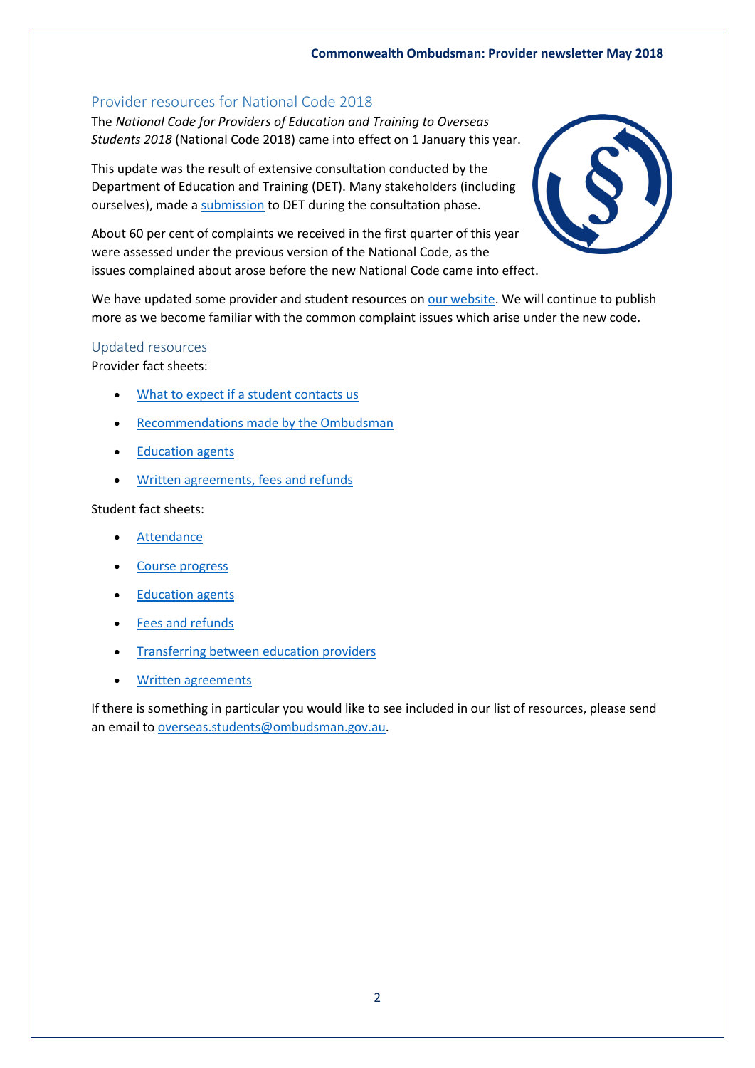## Provider resources for National Code 2018

The *National Code for Providers of Education and Training to Overseas Students 2018* (National Code 2018) came into effect on 1 January this year.

This update was the result of extensive consultation conducted by the Department of Education and Training (DET). Many stakeholders (including ourselves), made a submission to DET during the consultation phase.

About 60 per cent of complaints we received in the first quarter of this year were assessed under the previous version of the National Code, as the issues complained about arose before the new National Code came into effect.

We have updated some provider and student resources on our website. We will continue to publish more as we become familiar with the common complaint issues which arise under the new code.

### Updated resources

Provider fact sheets:

- What to expect if a student contacts us
- Recommendations made by the Ombudsman
- Education agents
- Written agreements, fees and refunds

Student fact sheets:

- Attendance
- Course progress
- Education agents
- Fees and refunds
- Transferring between education providers
- Written agreements

If there is something in particular you would like to see included in our list of resources, please send an email to overseas.students@ombudsman.gov.au.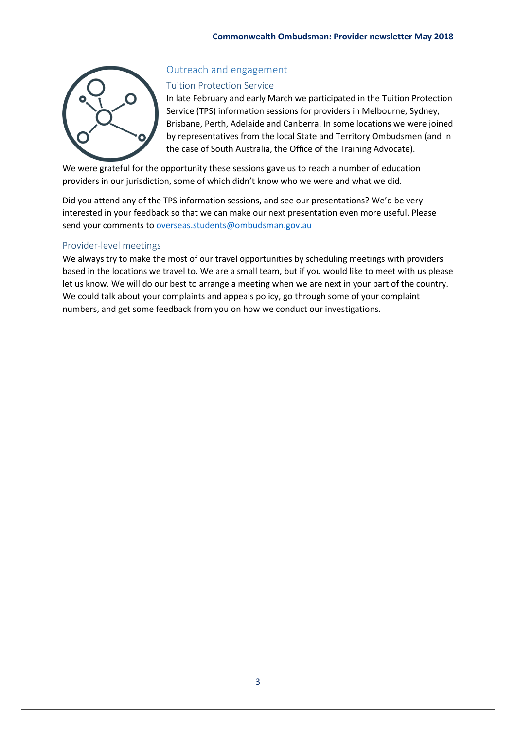## Outreach and engagement

### Tuition Protection Service

In late February and early March we participated in the Tuition Protection Service (TPS) information sessions for providers in Melbourne, Sydney, Brisbane, Perth, Adelaide and Canberra. In some locations we were joined by representatives from the local State and Territory Ombudsmen (and in the case of South Australia, the Office of the Training Advocate).

We were grateful for the opportunity these sessions gave us to reach a number of education providers in our jurisdiction, some of which didn't know who we were and what we did.

Did you attend any of the TPS information sessions, and see our presentations? We'd be very interested in your feedback so that we can make our next presentation even more useful. Please send your comments to overseas.students@ombudsman.gov.au

### Provider-level meetings

We always try to make the most of our travel opportunities by scheduling meetings with providers based in the locations we travel to. We are a small team, but if you would like to meet with us please let us know. We will do our best to arrange a meeting when we are next in your part of the country. We could talk about your complaints and appeals policy, go through some of your complaint numbers, and get some feedback from you on how we conduct our investigations.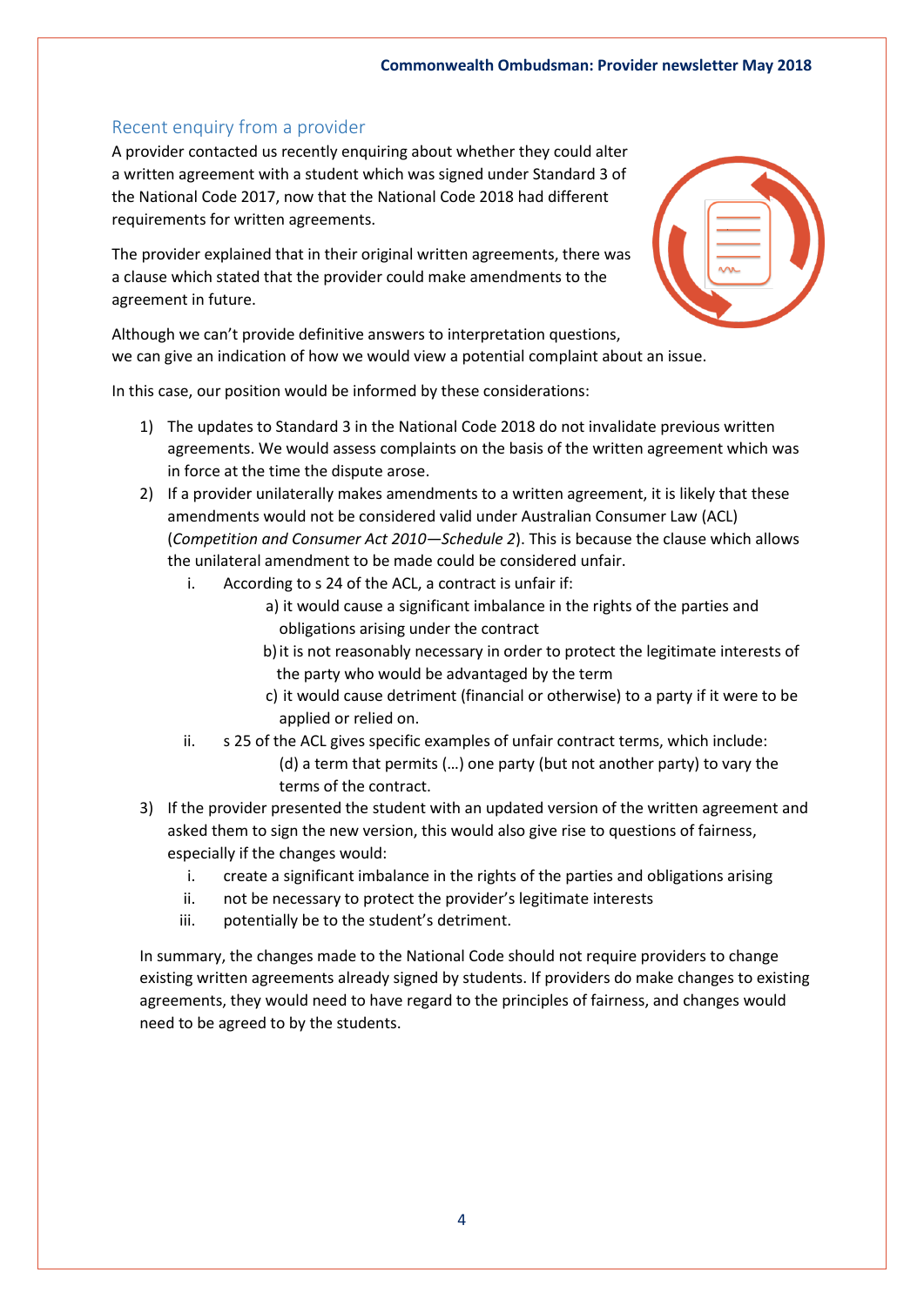## Recent enquiry from a provider

A provider contacted us recently enquiring about whether they could alter a written agreement with a student which was signed under Standard 3 of the National Code 2017, now that the National Code 2018 had different requirements for written agreements.

The provider explained that in their original written agreements, there was a clause which stated that the provider could make amendments to the agreement in future.

Although we can't provide definitive answers to interpretation questions, we can give an indication of how we would view a potential complaint about an issue.

In this case, our position would be informed by these considerations:

1) The updates to Standard 3 in the National Code 2018 do not invalidate previous written agreements. We would assess complaints on the basis of the written agreement which was in force at the time the dispute arose.
2) If a provider unilaterally makes amendments to a written agreement, it is likely that these amendments would not be considered valid under Australian Consumer Law (ACL) (*Competition and Consumer Act 2010—Schedule 2*). This is because the clause which allows the unilateral amendment to be made could be considered unfair.
    i. According to s 24 of the ACL, a contract is unfair if:
        a) it would cause a significant imbalance in the rights of the parties and obligations arising under the contract
        b) it is not reasonably necessary in order to protect the legitimate interests of the party who would be advantaged by the term
        c) it would cause detriment (financial or otherwise) to a party if it were to be applied or relied on.
    ii. s 25 of the ACL gives specific examples of unfair contract terms, which include:
        (d) a term that permits (…) one party (but not another party) to vary the terms of the contract.
3) If the provider presented the student with an updated version of the written agreement and asked them to sign the new version, this would also give rise to questions of fairness, especially if the changes would:
    i. create a significant imbalance in the rights of the parties and obligations arising
    ii. not be necessary to protect the provider's legitimate interests
    iii. potentially be to the student's detriment.

In summary, the changes made to the National Code should not require providers to change existing written agreements already signed by students. If providers do make changes to existing agreements, they would need to have regard to the principles of fairness, and changes would need to be agreed to by the students.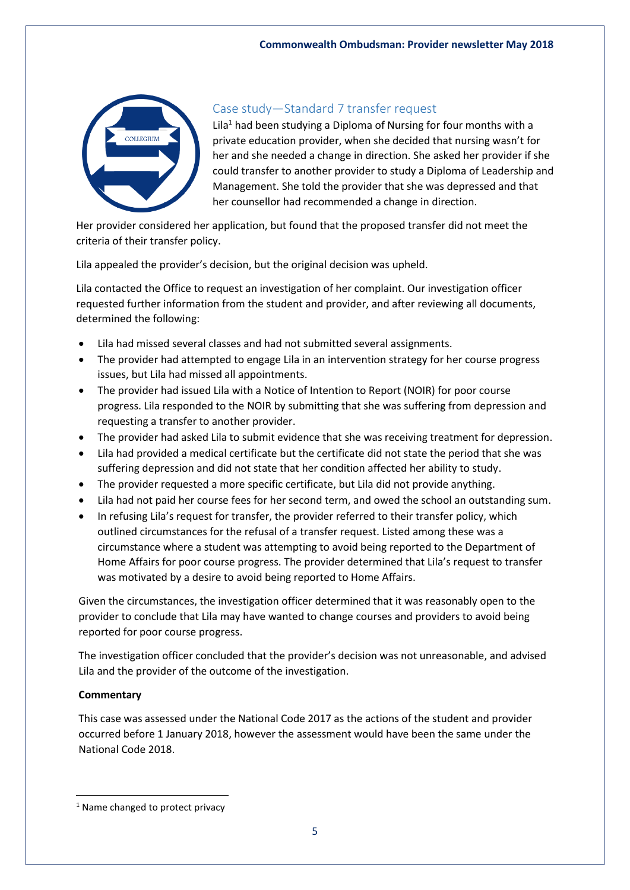## Case study—Standard 7 transfer request

Lila[1] had been studying a Diploma of Nursing for four months with a private education provider, when she decided that nursing wasn't for her and she needed a change in direction. She asked her provider if she could transfer to another provider to study a Diploma of Leadership and Management. She told the provider that she was depressed and that her counsellor had recommended a change in direction.

Her provider considered her application, but found that the proposed transfer did not meet the criteria of their transfer policy.

Lila appealed the provider's decision, but the original decision was upheld.

Lila contacted the Office to request an investigation of her complaint. Our investigation officer requested further information from the student and provider, and after reviewing all documents, determined the following:

- Lila had missed several classes and had not submitted several assignments.
- The provider had attempted to engage Lila in an intervention strategy for her course progress issues, but Lila had missed all appointments.
- The provider had issued Lila with a Notice of Intention to Report (NOIR) for poor course progress. Lila responded to the NOIR by submitting that she was suffering from depression and requesting a transfer to another provider.
- The provider had asked Lila to submit evidence that she was receiving treatment for depression.
- Lila had provided a medical certificate but the certificate did not state the period that she was suffering depression and did not state that her condition affected her ability to study.
- The provider requested a more specific certificate, but Lila did not provide anything.
- Lila had not paid her course fees for her second term, and owed the school an outstanding sum.
- In refusing Lila's request for transfer, the provider referred to their transfer policy, which outlined circumstances for the refusal of a transfer request. Listed among these was a circumstance where a student was attempting to avoid being reported to the Department of Home Affairs for poor course progress. The provider determined that Lila's request to transfer was motivated by a desire to avoid being reported to Home Affairs.

Given the circumstances, the investigation officer determined that it was reasonably open to the provider to conclude that Lila may have wanted to change courses and providers to avoid being reported for poor course progress.

The investigation officer concluded that the provider's decision was not unreasonable, and advised Lila and the provider of the outcome of the investigation.

**Commentary**

This case was assessed under the National Code 2017 as the actions of the student and provider occurred before 1 January 2018, however the assessment would have been the same under the National Code 2018.

[1] Name changed to protect privacy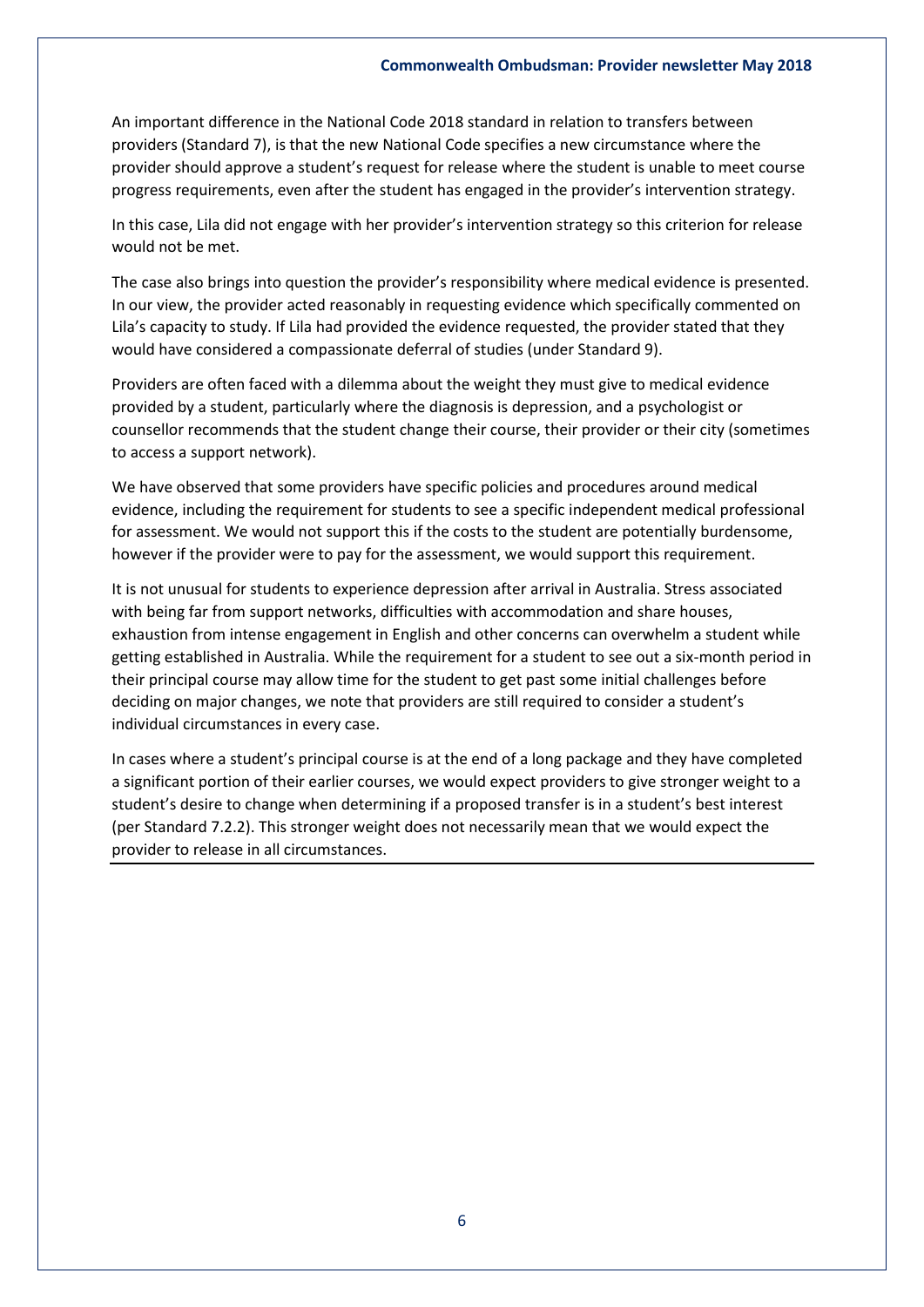An important difference in the National Code 2018 standard in relation to transfers between providers (Standard 7), is that the new National Code specifies a new circumstance where the provider should approve a student's request for release where the student is unable to meet course progress requirements, even after the student has engaged in the provider's intervention strategy.

In this case, Lila did not engage with her provider's intervention strategy so this criterion for release would not be met.

The case also brings into question the provider's responsibility where medical evidence is presented. In our view, the provider acted reasonably in requesting evidence which specifically commented on Lila's capacity to study. If Lila had provided the evidence requested, the provider stated that they would have considered a compassionate deferral of studies (under Standard 9).

Providers are often faced with a dilemma about the weight they must give to medical evidence provided by a student, particularly where the diagnosis is depression, and a psychologist or counsellor recommends that the student change their course, their provider or their city (sometimes to access a support network).

We have observed that some providers have specific policies and procedures around medical evidence, including the requirement for students to see a specific independent medical professional for assessment. We would not support this if the costs to the student are potentially burdensome, however if the provider were to pay for the assessment, we would support this requirement.

It is not unusual for students to experience depression after arrival in Australia. Stress associated with being far from support networks, difficulties with accommodation and share houses, exhaustion from intense engagement in English and other concerns can overwhelm a student while getting established in Australia. While the requirement for a student to see out a six-month period in their principal course may allow time for the student to get past some initial challenges before deciding on major changes, we note that providers are still required to consider a student's individual circumstances in every case.

In cases where a student's principal course is at the end of a long package and they have completed a significant portion of their earlier courses, we would expect providers to give stronger weight to a student's desire to change when determining if a proposed transfer is in a student's best interest (per Standard 7.2.2). This stronger weight does not necessarily mean that we would expect the provider to release in all circumstances.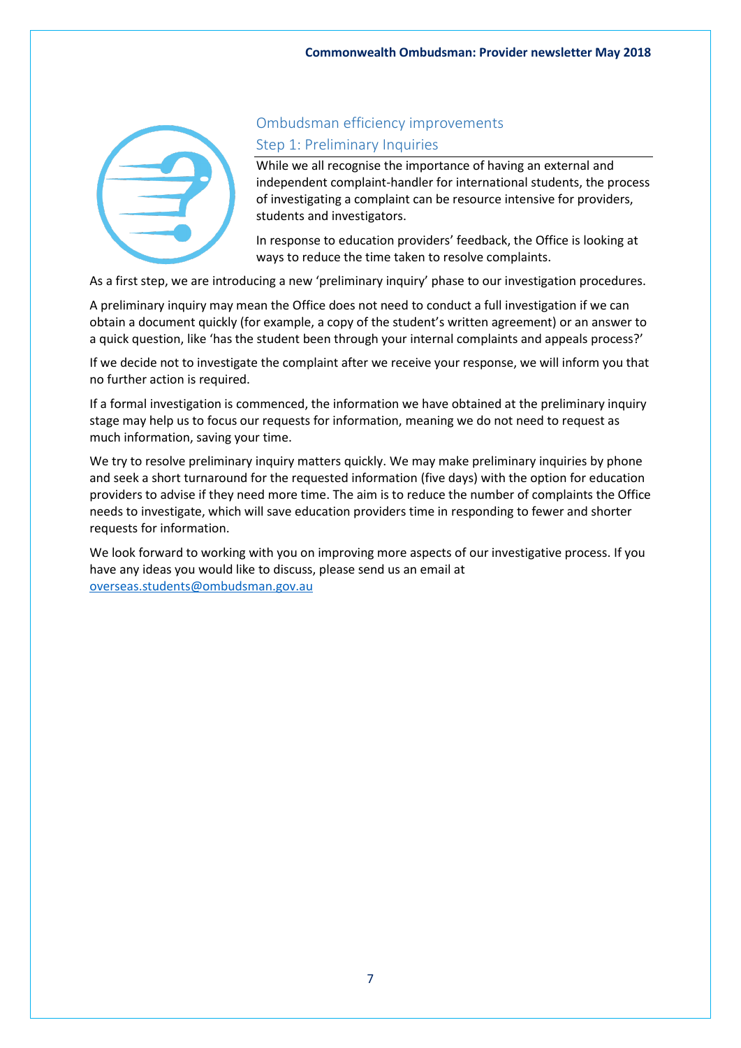## Ombudsman efficiency improvements

### Step 1: Preliminary Inquiries

While we all recognise the importance of having an external and independent complaint-handler for international students, the process of investigating a complaint can be resource intensive for providers, students and investigators.

In response to education providers' feedback, the Office is looking at ways to reduce the time taken to resolve complaints.

As a first step, we are introducing a new 'preliminary inquiry' phase to our investigation procedures.

A preliminary inquiry may mean the Office does not need to conduct a full investigation if we can obtain a document quickly (for example, a copy of the student's written agreement) or an answer to a quick question, like 'has the student been through your internal complaints and appeals process?'

If we decide not to investigate the complaint after we receive your response, we will inform you that no further action is required.

If a formal investigation is commenced, the information we have obtained at the preliminary inquiry stage may help us to focus our requests for information, meaning we do not need to request as much information, saving your time.

We try to resolve preliminary inquiry matters quickly. We may make preliminary inquiries by phone and seek a short turnaround for the requested information (five days) with the option for education providers to advise if they need more time. The aim is to reduce the number of complaints the Office needs to investigate, which will save education providers time in responding to fewer and shorter requests for information.

We look forward to working with you on improving more aspects of our investigative process. If you have any ideas you would like to discuss, please send us an email at overseas.students@ombudsman.gov.au